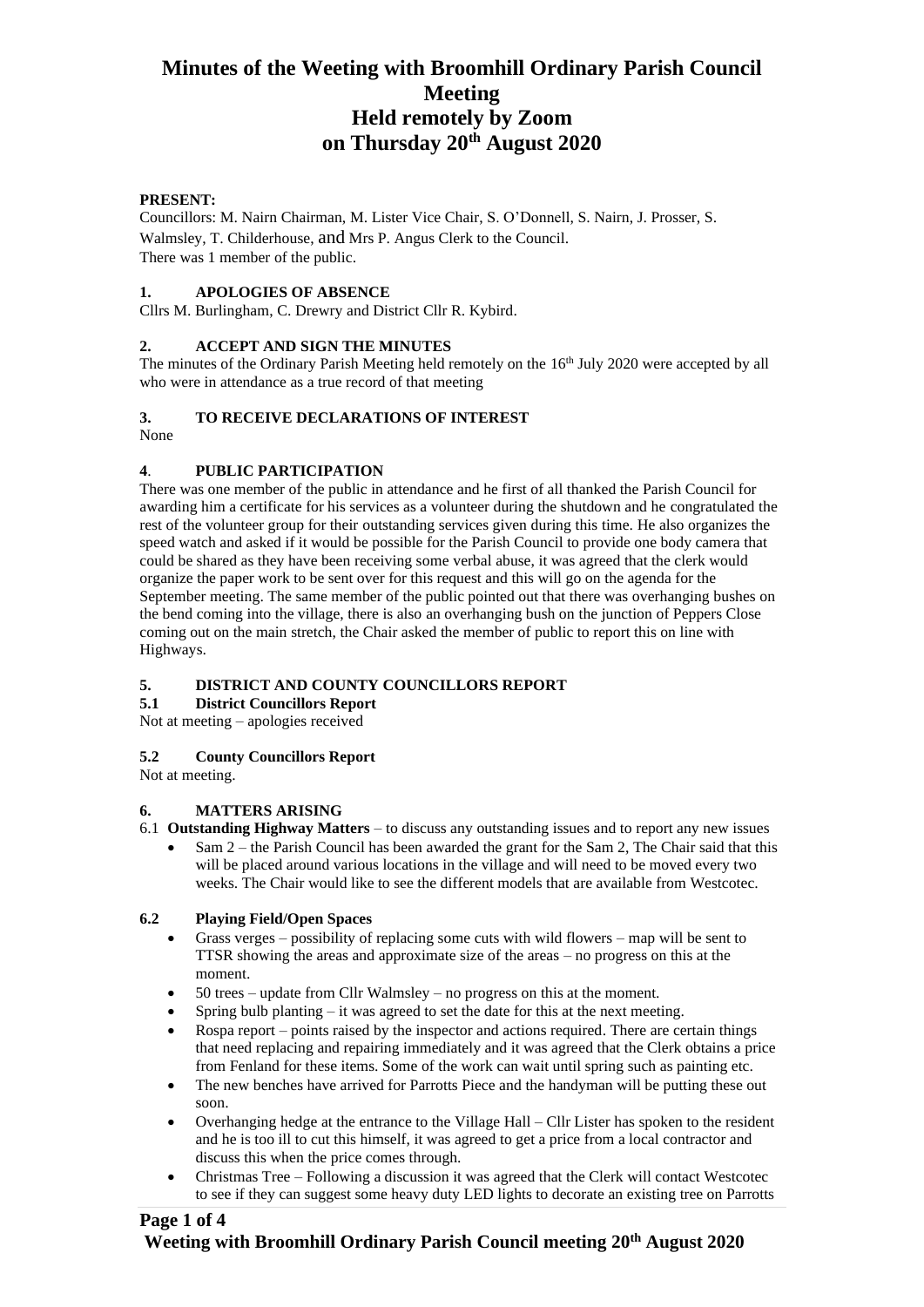# Minutes of the Weeting with Broomhill Ordinary Parish Council Meeting
# Held remotely by Zoom
# on Thursday 20th August 2020

**PRESENT:**

Councillors: M. Nairn Chairman, M. Lister Vice Chair, S. O'Donnell, S. Nairn, J. Prosser, S. Walmsley, T. Childerhouse, and Mrs P. Angus Clerk to the Council.
There was 1 member of the public.

## 1. APOLOGIES OF ABSENCE

Cllrs M. Burlingham, C. Drewry and District Cllr R. Kybird.

## 2. ACCEPT AND SIGN THE MINUTES

The minutes of the Ordinary Parish Meeting held remotely on the 16th July 2020 were accepted by all who were in attendance as a true record of that meeting

## 3. TO RECEIVE DECLARATIONS OF INTEREST

None

## 4. PUBLIC PARTICIPATION

There was one member of the public in attendance and he first of all thanked the Parish Council for awarding him a certificate for his services as a volunteer during the shutdown and he congratulated the rest of the volunteer group for their outstanding services given during this time. He also organizes the speed watch and asked if it would be possible for the Parish Council to provide one body camera that could be shared as they have been receiving some verbal abuse, it was agreed that the clerk would organize the paper work to be sent over for this request and this will go on the agenda for the September meeting. The same member of the public pointed out that there was overhanging bushes on the bend coming into the village, there is also an overhanging bush on the junction of Peppers Close coming out on the main stretch, the Chair asked the member of public to report this on line with Highways.

## 5. DISTRICT AND COUNTY COUNCILLORS REPORT

### 5.1 District Councillors Report

Not at meeting – apologies received

### 5.2 County Councillors Report

Not at meeting.

## 6. MATTERS ARISING

6.1 **Outstanding Highway Matters** – to discuss any outstanding issues and to report any new issues

- Sam 2 – the Parish Council has been awarded the grant for the Sam 2, The Chair said that this will be placed around various locations in the village and will need to be moved every two weeks. The Chair would like to see the different models that are available from Westcotec.

### 6.2 Playing Field/Open Spaces

- Grass verges – possibility of replacing some cuts with wild flowers – map will be sent to TTSR showing the areas and approximate size of the areas – no progress on this at the moment.
- 50 trees – update from Cllr Walmsley – no progress on this at the moment.
- Spring bulb planting – it was agreed to set the date for this at the next meeting.
- Rospa report – points raised by the inspector and actions required. There are certain things that need replacing and repairing immediately and it was agreed that the Clerk obtains a price from Fenland for these items. Some of the work can wait until spring such as painting etc.
- The new benches have arrived for Parrotts Piece and the handyman will be putting these out soon.
- Overhanging hedge at the entrance to the Village Hall – Cllr Lister has spoken to the resident and he is too ill to cut this himself, it was agreed to get a price from a local contractor and discuss this when the price comes through.
- Christmas Tree – Following a discussion it was agreed that the Clerk will contact Westcotec to see if they can suggest some heavy duty LED lights to decorate an existing tree on Parrotts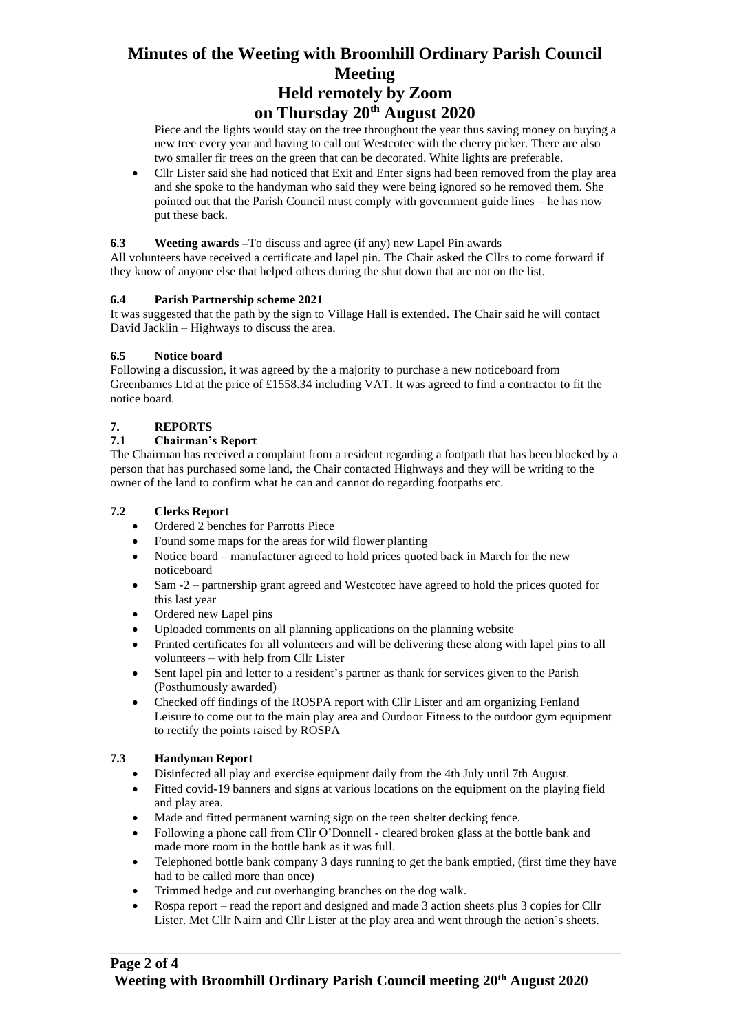Piece and the lights would stay on the tree throughout the year thus saving money on buying a new tree every year and having to call out Westcotec with the cherry picker. There are also two smaller fir trees on the green that can be decorated. White lights are preferable.

- Cllr Lister said she had noticed that Exit and Enter signs had been removed from the play area and she spoke to the handyman who said they were being ignored so he removed them. She pointed out that the Parish Council must comply with government guide lines – he has now put these back.

**6.3 Weeting awards –** To discuss and agree (if any) new Lapel Pin awards

All volunteers have received a certificate and lapel pin. The Chair asked the Cllrs to come forward if they know of anyone else that helped others during the shut down that are not on the list.

**6.4 Parish Partnership scheme 2021**

It was suggested that the path by the sign to Village Hall is extended. The Chair said he will contact David Jacklin – Highways to discuss the area.

**6.5 Notice board**

Following a discussion, it was agreed by the a majority to purchase a new noticeboard from Greenbarnes Ltd at the price of £1558.34 including VAT. It was agreed to find a contractor to fit the notice board.

## 7. REPORTS

### 7.1 Chairman's Report

The Chairman has received a complaint from a resident regarding a footpath that has been blocked by a person that has purchased some land, the Chair contacted Highways and they will be writing to the owner of the land to confirm what he can and cannot do regarding footpaths etc.

### 7.2 Clerks Report

- Ordered 2 benches for Parrotts Piece
- Found some maps for the areas for wild flower planting
- Notice board – manufacturer agreed to hold prices quoted back in March for the new noticeboard
- Sam -2 – partnership grant agreed and Westcotec have agreed to hold the prices quoted for this last year
- Ordered new Lapel pins
- Uploaded comments on all planning applications on the planning website
- Printed certificates for all volunteers and will be delivering these along with lapel pins to all volunteers – with help from Cllr Lister
- Sent lapel pin and letter to a resident's partner as thank for services given to the Parish (Posthumously awarded)
- Checked off findings of the ROSPA report with Cllr Lister and am organizing Fenland Leisure to come out to the main play area and Outdoor Fitness to the outdoor gym equipment to rectify the points raised by ROSPA

### 7.3 Handyman Report

- Disinfected all play and exercise equipment daily from the 4th July until 7th August.
- Fitted covid-19 banners and signs at various locations on the equipment on the playing field and play area.
- Made and fitted permanent warning sign on the teen shelter decking fence.
- Following a phone call from Cllr O'Donnell - cleared broken glass at the bottle bank and made more room in the bottle bank as it was full.
- Telephoned bottle bank company 3 days running to get the bank emptied, (first time they have had to be called more than once)
- Trimmed hedge and cut overhanging branches on the dog walk.
- Rospa report – read the report and designed and made 3 action sheets plus 3 copies for Cllr Lister. Met Cllr Nairn and Cllr Lister at the play area and went through the action's sheets.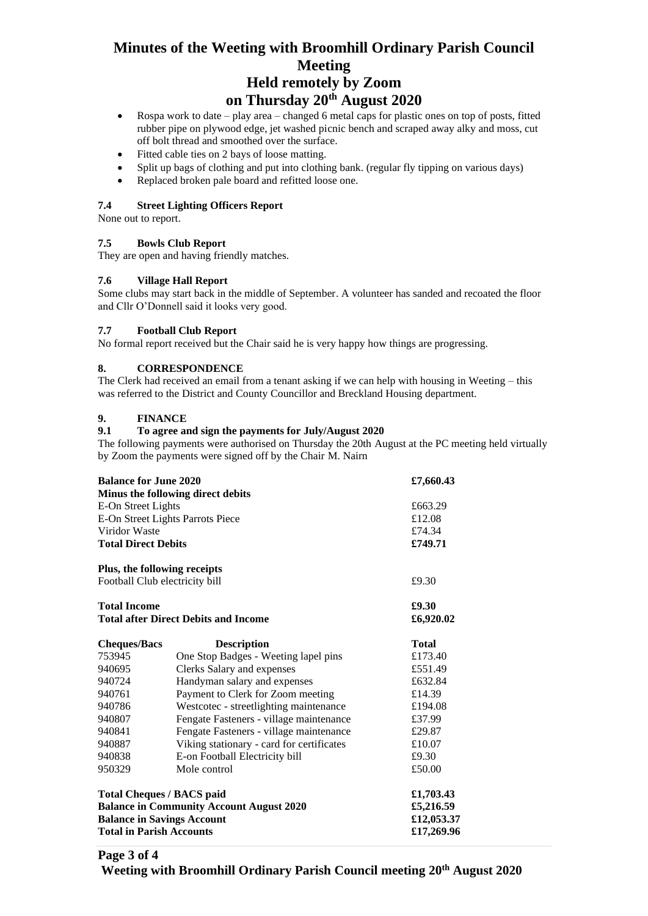- Rospa work to date – play area – changed 6 metal caps for plastic ones on top of posts, fitted rubber pipe on plywood edge, jet washed picnic bench and scraped away alky and moss, cut off bolt thread and smoothed over the surface.
- Fitted cable ties on 2 bays of loose matting.
- Split up bags of clothing and put into clothing bank. (regular fly tipping on various days)
- Replaced broken pale board and refitted loose one.

### 7.4 Street Lighting Officers Report

None out to report.

### 7.5 Bowls Club Report

They are open and having friendly matches.

### 7.6 Village Hall Report

Some clubs may start back in the middle of September. A volunteer has sanded and recoated the floor and Cllr O'Donnell said it looks very good.

### 7.7 Football Club Report

No formal report received but the Chair said he is very happy how things are progressing.

## 8. CORRESPONDENCE

The Clerk had received an email from a tenant asking if we can help with housing in Weeting – this was referred to the District and County Councillor and Breckland Housing department.

## 9. FINANCE

### 9.1 To agree and sign the payments for July/August 2020

The following payments were authorised on Thursday the 20th August at the PC meeting held virtually by Zoom the payments were signed off by the Chair M. Nairn

| | | |
|---|---|---|
| **Balance for June 2020** | | **£7,660.43** |
| **Minus the following direct debits** | | |
| E-On Street Lights | | £663.29 |
| E-On Street Lights Parrots Piece | | £12.08 |
| Viridor Waste | | £74.34 |
| **Total Direct Debits** | | **£749.71** |
| | | |
| **Plus, the following receipts** | | |
| Football Club electricity bill | | £9.30 |
| | | |
| **Total Income** | | **£9.30** |
| **Total after Direct Debits and Income** | | **£6,920.02** |
| | | |
| **Cheques/Bacs** | **Description** | **Total** |
| 753945 | One Stop Badges - Weeting lapel pins | £173.40 |
| 940695 | Clerks Salary and expenses | £551.49 |
| 940724 | Handyman salary and expenses | £632.84 |
| 940761 | Payment to Clerk for Zoom meeting | £14.39 |
| 940786 | Westcotec - streetlighting maintenance | £194.08 |
| 940807 | Fengate Fasteners - village maintenance | £37.99 |
| 940841 | Fengate Fasteners - village maintenance | £29.87 |
| 940887 | Viking stationary - card for certificates | £10.07 |
| 940838 | E-on Football Electricity bill | £9.30 |
| 950329 | Mole control | £50.00 |
| | | |
| **Total Cheques / BACS paid** | | **£1,703.43** |
| **Balance in Community Account August 2020** | | **£5,216.59** |
| **Balance in Savings Account** | | **£12,053.37** |
| **Total in Parish Accounts** | | **£17,269.96** |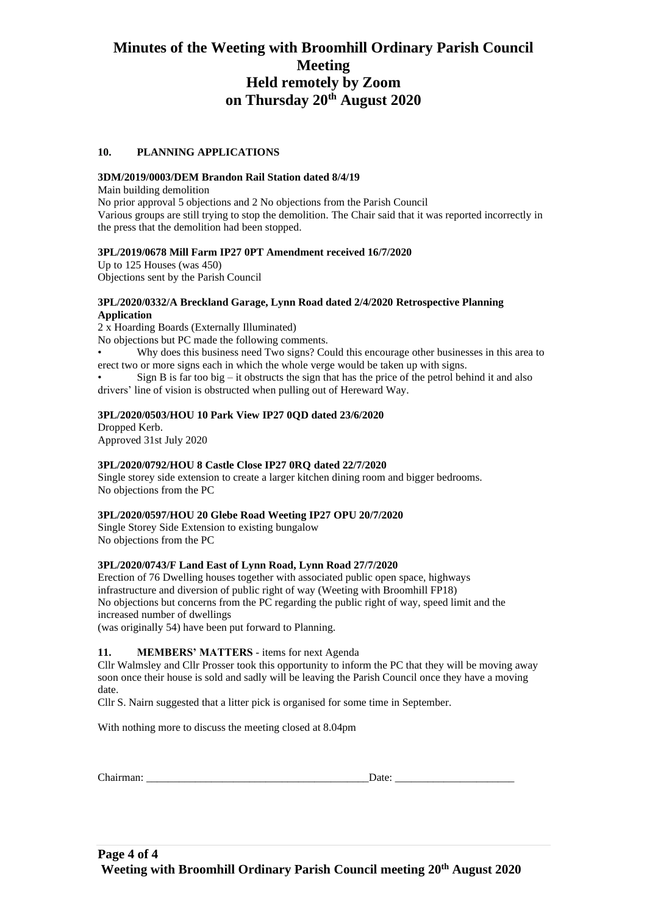# Minutes of the Weeting with Broomhill Ordinary Parish Council Meeting
# Held remotely by Zoom
# on Thursday 20th August 2020

## 10. PLANNING APPLICATIONS

**3DM/2019/0003/DEM Brandon Rail Station dated 8/4/19**

Main building demolition

No prior approval 5 objections and 2 No objections from the Parish Council

Various groups are still trying to stop the demolition. The Chair said that it was reported incorrectly in the press that the demolition had been stopped.

**3PL/2019/0678 Mill Farm IP27 0PT Amendment received 16/7/2020**

Up to 125 Houses (was 450)

Objections sent by the Parish Council

**3PL/2020/0332/A Breckland Garage, Lynn Road dated 2/4/2020 Retrospective Planning Application**

2 x Hoarding Boards (Externally Illuminated)

No objections but PC made the following comments.

- Why does this business need Two signs? Could this encourage other businesses in this area to erect two or more signs each in which the whole verge would be taken up with signs.
- Sign B is far too big – it obstructs the sign that has the price of the petrol behind it and also drivers' line of vision is obstructed when pulling out of Hereward Way.

**3PL/2020/0503/HOU 10 Park View IP27 0QD dated 23/6/2020**

Dropped Kerb.

Approved 31st July 2020

**3PL/2020/0792/HOU 8 Castle Close IP27 0RQ dated 22/7/2020**

Single storey side extension to create a larger kitchen dining room and bigger bedrooms.

No objections from the PC

**3PL/2020/0597/HOU 20 Glebe Road Weeting IP27 OPU 20/7/2020**

Single Storey Side Extension to existing bungalow

No objections from the PC

**3PL/2020/0743/F Land East of Lynn Road, Lynn Road 27/7/2020**

Erection of 76 Dwelling houses together with associated public open space, highways infrastructure and diversion of public right of way (Weeting with Broomhill FP18)

No objections but concerns from the PC regarding the public right of way, speed limit and the increased number of dwellings

(was originally 54) have been put forward to Planning.

## 11. MEMBERS' MATTERS - items for next Agenda

Cllr Walmsley and Cllr Prosser took this opportunity to inform the PC that they will be moving away soon once their house is sold and sadly will be leaving the Parish Council once they have a moving date.

Cllr S. Nairn suggested that a litter pick is organised for some time in September.

With nothing more to discuss the meeting closed at 8.04pm

Chairman: \_\_\_\_\_\_\_\_\_\_\_\_\_\_\_\_\_\_\_\_\_\_\_\_\_\_\_\_\_\_\_\_\_\_\_\_\_\_\_\_ Date: \_\_\_\_\_\_\_\_\_\_\_\_\_\_\_\_\_\_\_\_\_\_